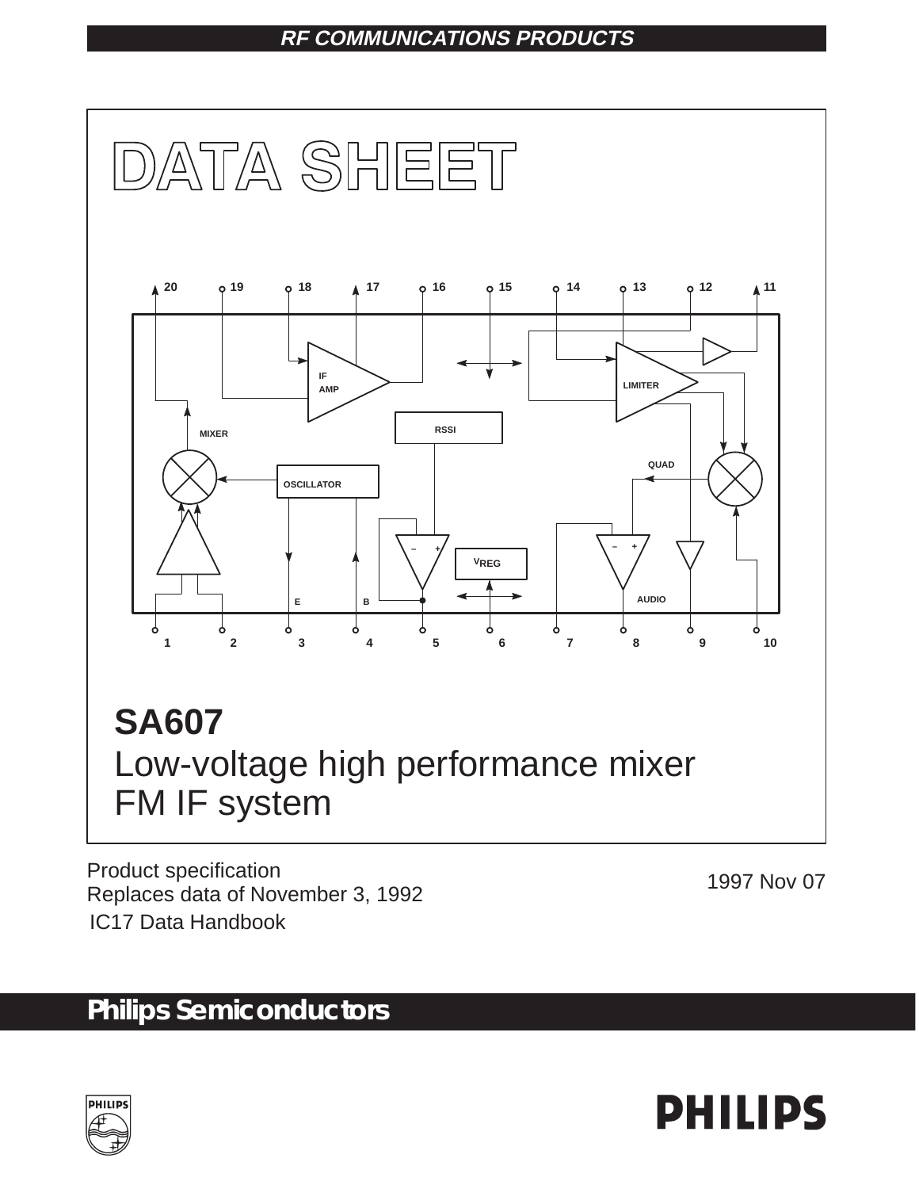RF COMMUNICATIONS PRODUCTS

# DATA SHEET

# SA607
Low-voltage high performance mixer FM IF system

Product specification
Replaces data of November 3, 1992
IC17 Data Handbook

1997 Nov 07

**Philips Semiconductors**

PHILIPS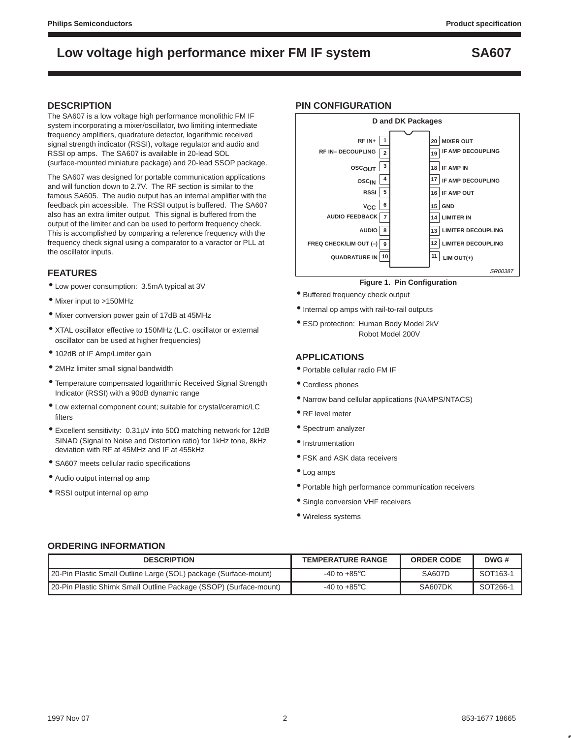# Low voltage high performance mixer FM IF system — SA607

## DESCRIPTION

The SA607 is a low voltage high performance monolithic FM IF system incorporating a mixer/oscillator, two limiting intermediate frequency amplifiers, quadrature detector, logarithmic received signal strength indicator (RSSI), voltage regulator and audio and RSSI op amps. The SA607 is available in 20-lead SOL (surface-mounted miniature package) and 20-lead SSOP package.

The SA607 was designed for portable communication applications and will function down to 2.7V. The RF section is similar to the famous SA605. The audio output has an internal amplifier with the feedback pin accessible. The RSSI output is buffered. The SA607 also has an extra limiter output. This signal is buffered from the output of the limiter and can be used to perform frequency check. This is accomplished by comparing a reference frequency with the frequency check signal using a comparator to a varactor or PLL at the oscillator inputs.

## PIN CONFIGURATION

D and DK Packages

| Pin | Name | Pin | Name |
|---|---|---|---|
| 1 | RF IN+ | 20 | MIXER OUT |
| 2 | RF IN– DECOUPLING | 19 | IF AMP DECOUPLING |
| 3 | $OSC_{OUT}$ | 18 | IF AMP IN |
| 4 | $OSC_{IN}$ | 17 | IF AMP DECOUPLING |
| 5 | RSSI | 16 | IF AMP OUT |
| 6 | $V_{CC}$ | 15 | GND |
| 7 | AUDIO FEEDBACK | 14 | LIMITER IN |
| 8 | AUDIO | 13 | LIMITER DECOUPLING |
| 9 | FREQ CHECK/LIM OUT (–) | 12 | LIMITER DECOUPLING |
| 10 | QUADRATURE IN | 11 | LIM OUT(+) |

SR00387

Figure 1. Pin Configuration

## FEATURES

- Low power consumption: 3.5mA typical at 3V
- Mixer input to >150MHz
- Mixer conversion power gain of 17dB at 45MHz
- XTAL oscillator effective to 150MHz (L.C. oscillator or external oscillator can be used at higher frequencies)
- 102dB of IF Amp/Limiter gain
- 2MHz limiter small signal bandwidth
- Temperature compensated logarithmic Received Signal Strength Indicator (RSSI) with a 90dB dynamic range
- Low external component count; suitable for crystal/ceramic/LC filters
- Excellent sensitivity: 0.31μV into 50Ω matching network for 12dB SINAD (Signal to Noise and Distortion ratio) for 1kHz tone, 8kHz deviation with RF at 45MHz and IF at 455kHz
- SA607 meets cellular radio specifications
- Audio output internal op amp
- RSSI output internal op amp
- Buffered frequency check output
- Internal op amps with rail-to-rail outputs
- ESD protection: Human Body Model 2kV
  Robot Model 200V

## APPLICATIONS

- Portable cellular radio FM IF
- Cordless phones
- Narrow band cellular applications (NAMPS/NTACS)
- RF level meter
- Spectrum analyzer
- Instrumentation
- FSK and ASK data receivers
- Log amps
- Portable high performance communication receivers
- Single conversion VHF receivers
- Wireless systems

## ORDERING INFORMATION

| DESCRIPTION | TEMPERATURE RANGE | ORDER CODE | DWG # |
|---|---|---|---|
| 20-Pin Plastic Small Outline Large (SOL) package (Surface-mount) | -40 to +85°C | SA607D | SOT163-1 |
| 20-Pin Plastic Shirnk Small Outline Package (SSOP) (Surface-mount) | -40 to +85°C | SA607DK | SOT266-1 |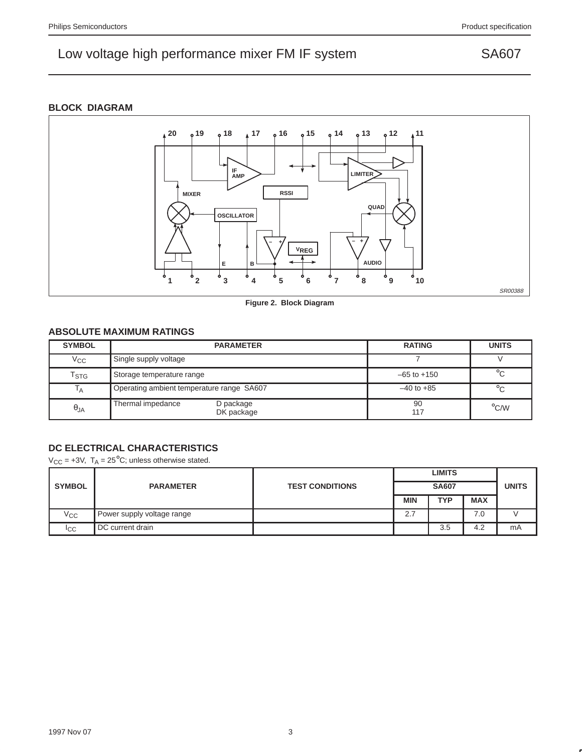## BLOCK DIAGRAM

Figure 2. Block Diagram

## ABSOLUTE MAXIMUM RATINGS

| SYMBOL | PARAMETER | RATING | UNITS |
|---|---|---|---|
| $V_{CC}$ | Single supply voltage | 7 | V |
| $T_{STG}$ | Storage temperature range | –65 to +150 | °C |
| $T_A$ | Operating ambient temperature range SA607 | –40 to +85 | °C |
| $\theta_{JA}$ | Thermal impedance — D package<br>DK package | 90<br>117 | °C/W |

## DC ELECTRICAL CHARACTERISTICS

$V_{CC}$ = +3V, $T_A$ = 25°C; unless otherwise stated.

| SYMBOL | PARAMETER | TEST CONDITIONS | LIMITS | | | UNITS |
|---|---|---|---|---|---|---|
| | | | SA607 | | | |
| | | | MIN | TYP | MAX | |
| $V_{CC}$ | Power supply voltage range | | 2.7 | | 7.0 | V |
| $I_{CC}$ | DC current drain | | | 3.5 | 4.2 | mA |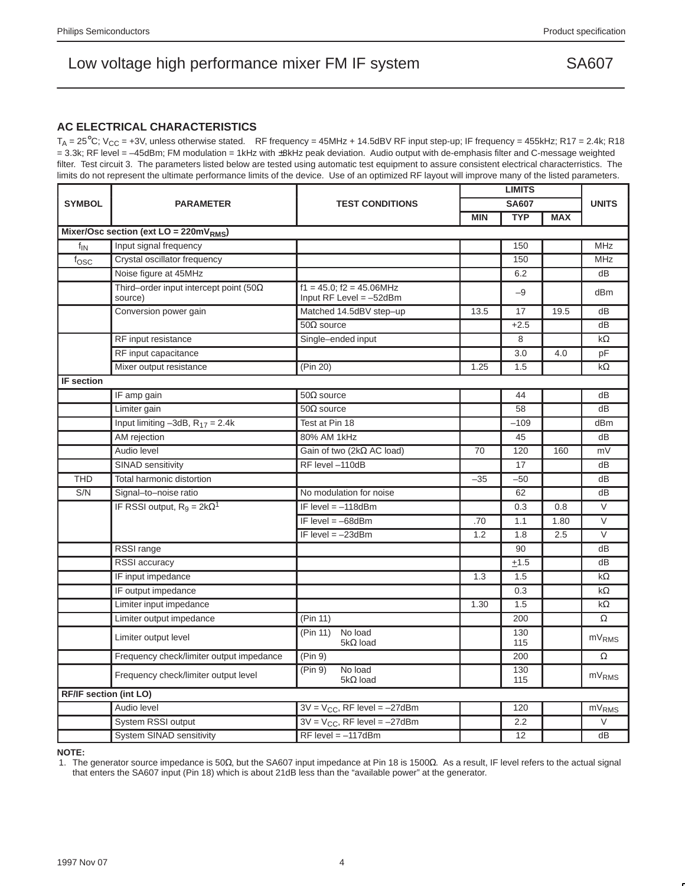## AC ELECTRICAL CHARACTERISTICS

$T_A$ = 25°C; $V_{CC}$ = +3V, unless otherwise stated. RF frequency = 45MHz + 14.5dBV RF input step-up; IF frequency = 455kHz; R17 = 2.4k; R18 = 3.3k; RF level = –45dBm; FM modulation = 1kHz with ±8kHz peak deviation. Audio output with de-emphasis filter and C-message weighted filter. Test circuit 3. The parameters listed below are tested using automatic test equipment to assure consistent electrical charactersitics. The limits do not represent the ultimate performance limits of the device. Use of an optimized RF layout will improve many of the listed parameters.

| SYMBOL | PARAMETER | TEST CONDITIONS | LIMITS | | | UNITS |
|---|---|---|---|---|---|---|
| | | | SA607 | | | |
| | | | MIN | TYP | MAX | |
| **Mixer/Osc section (ext LO = 220mV$_{RMS}$)** | | | | | | |
| $f_{IN}$ | Input signal frequency | | | 150 | | MHz |
| $f_{OSC}$ | Crystal oscillator frequency | | | 150 | | MHz |
| | Noise figure at 45MHz | | | 6.2 | | dB |
| | Third–order input intercept point (50Ω source) | f1 = 45.0; f2 = 45.06MHz Input RF Level = –52dBm | | –9 | | dBm |
| | Conversion power gain | Matched 14.5dBV step–up | 13.5 | 17 | 19.5 | dB |
| | | 50Ω source | | +2.5 | | dB |
| | RF input resistance | Single–ended input | | 8 | | kΩ |
| | RF input capacitance | | | 3.0 | 4.0 | pF |
| | Mixer output resistance | (Pin 20) | 1.25 | 1.5 | | kΩ |
| **IF section** | | | | | | |
| | IF amp gain | 50Ω source | | 44 | | dB |
| | Limiter gain | 50Ω source | | 58 | | dB |
| | Input limiting –3dB, $R_{17}$ = 2.4k | Test at Pin 18 | | –109 | | dBm |
| | AM rejection | 80% AM 1kHz | | 45 | | dB |
| | Audio level | Gain of two (2kΩ AC load) | 70 | 120 | 160 | mV |
| | SINAD sensitivity | RF level –110dB | | 17 | | dB |
| THD | Total harmonic distortion | | –35 | –50 | | dB |
| S/N | Signal–to–noise ratio | No modulation for noise | | 62 | | dB |
| | IF RSSI output, $R_9$ = 2kΩ[1] | IF level = –118dBm | | 0.3 | 0.8 | V |
| | | IF level = –68dBm | .70 | 1.1 | 1.80 | V |
| | | IF level = –23dBm | 1.2 | 1.8 | 2.5 | V |
| | RSSI range | | | 90 | | dB |
| | RSSI accuracy | | | ±1.5 | | dB |
| | IF input impedance | | 1.3 | 1.5 | | kΩ |
| | IF output impedance | | | 0.3 | | kΩ |
| | Limiter input impedance | | 1.30 | 1.5 | | kΩ |
| | Limiter output impedance | (Pin 11) | | 200 | | Ω |
| | Limiter output level | (Pin 11) No load / 5kΩ load | | 130 / 115 | | mV$_{RMS}$ |
| | Frequency check/limiter output impedance | (Pin 9) | | 200 | | Ω |
| | Frequency check/limiter output level | (Pin 9) No load / 5kΩ load | | 130 / 115 | | mV$_{RMS}$ |
| **RF/IF section (int LO)** | | | | | | |
| | Audio level | 3V = $V_{CC}$, RF level = –27dBm | | 120 | | mV$_{RMS}$ |
| | System RSSI output | 3V = $V_{CC}$, RF level = –27dBm | | 2.2 | | V |
| | System SINAD sensitivity | RF level = –117dBm | | 12 | | dB |

**NOTE:**

1. The generator source impedance is 50Ω, but the SA607 input impedance at Pin 18 is 1500Ω. As a result, IF level refers to the actual signal that enters the SA607 input (Pin 18) which is about 21dB less than the "available power" at the generator.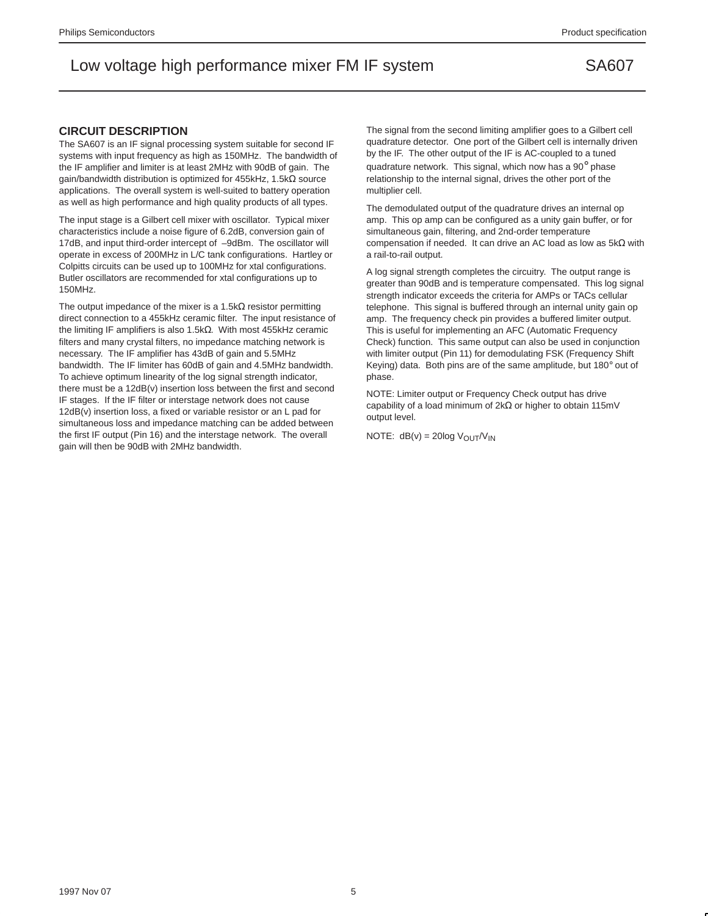## CIRCUIT DESCRIPTION

The SA607 is an IF signal processing system suitable for second IF systems with input frequency as high as 150MHz. The bandwidth of the IF amplifier and limiter is at least 2MHz with 90dB of gain. The gain/bandwidth distribution is optimized for 455kHz, 1.5kΩ source applications. The overall system is well-suited to battery operation as well as high performance and high quality products of all types.

The input stage is a Gilbert cell mixer with oscillator. Typical mixer characteristics include a noise figure of 6.2dB, conversion gain of 17dB, and input third-order intercept of –9dBm. The oscillator will operate in excess of 200MHz in L/C tank configurations. Hartley or Colpitts circuits can be used up to 100MHz for xtal configurations. Butler oscillators are recommended for xtal configurations up to 150MHz.

The output impedance of the mixer is a 1.5kΩ resistor permitting direct connection to a 455kHz ceramic filter. The input resistance of the limiting IF amplifiers is also 1.5kΩ. With most 455kHz ceramic filters and many crystal filters, no impedance matching network is necessary. The IF amplifier has 43dB of gain and 5.5MHz bandwidth. The IF limiter has 60dB of gain and 4.5MHz bandwidth. To achieve optimum linearity of the log signal strength indicator, there must be a 12dB(v) insertion loss between the first and second IF stages. If the IF filter or interstage network does not cause 12dB(v) insertion loss, a fixed or variable resistor or an L pad for simultaneous loss and impedance matching can be added between the first IF output (Pin 16) and the interstage network. The overall gain will then be 90dB with 2MHz bandwidth.

The signal from the second limiting amplifier goes to a Gilbert cell quadrature detector. One port of the Gilbert cell is internally driven by the IF. The other output of the IF is AC-coupled to a tuned quadrature network. This signal, which now has a 90° phase relationship to the internal signal, drives the other port of the multiplier cell.

The demodulated output of the quadrature drives an internal op amp. This op amp can be configured as a unity gain buffer, or for simultaneous gain, filtering, and 2nd-order temperature compensation if needed. It can drive an AC load as low as 5kΩ with a rail-to-rail output.

A log signal strength completes the circuitry. The output range is greater than 90dB and is temperature compensated. This log signal strength indicator exceeds the criteria for AMPs or TACs cellular telephone. This signal is buffered through an internal unity gain op amp. The frequency check pin provides a buffered limiter output. This is useful for implementing an AFC (Automatic Frequency Check) function. This same output can also be used in conjunction with limiter output (Pin 11) for demodulating FSK (Frequency Shift Keying) data. Both pins are of the same amplitude, but 180° out of phase.

NOTE: Limiter output or Frequency Check output has drive capability of a load minimum of 2kΩ or higher to obtain 115mV output level.

NOTE: dB(v) = 20log $V_{OUT}/V_{IN}$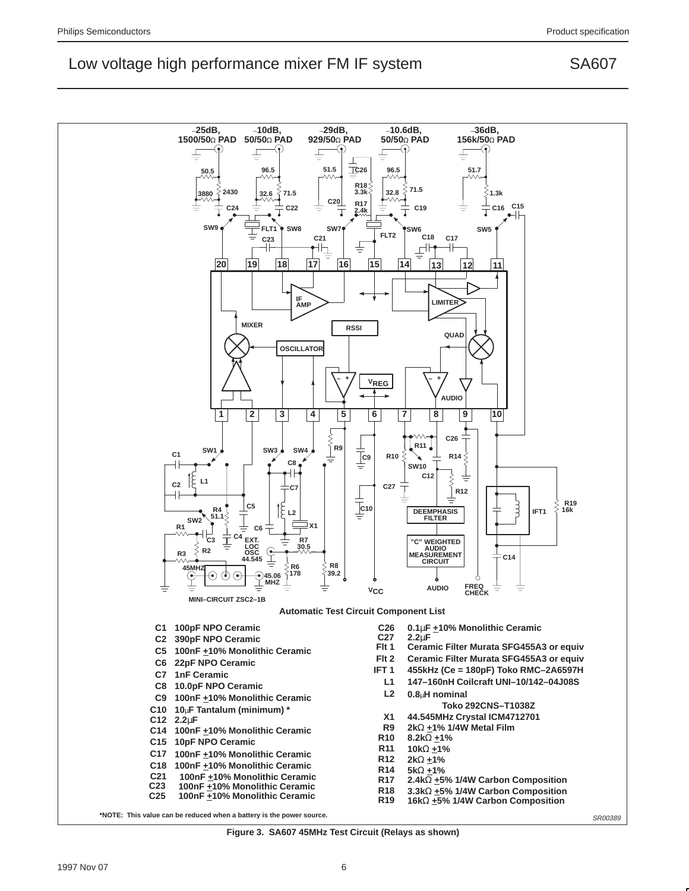**Automatic Test Circuit Component List**

| | | | |
|---|---|---|---|
| C1 | 100pF NPO Ceramic | C26 | 0.1µF ±10% Monolithic Ceramic |
| C2 | 390pF NPO Ceramic | C27 | 2.2µF |
| C5 | 100nF ±10% Monolithic Ceramic | Flt 1 | Ceramic Filter Murata SFG455A3 or equiv |
| C6 | 22pF NPO Ceramic | Flt 2 | Ceramic Filter Murata SFG455A3 or equiv |
| C7 | 1nF Ceramic | IFT 1 | 455kHz (Ce = 180pF) Toko RMC–2A6597H |
| C8 | 10.0pF NPO Ceramic | L1 | 147–160nH Coilcraft UNI–10/142–04J08S |
| C9 | 100nF ±10% Monolithic Ceramic | L2 | 0.8µH nominal Toko 292CNS–T1038Z |
| C10 | 10µF Tantalum (minimum) * | X1 | 44.545MHz Crystal ICM4712701 |
| C12 | 2.2µF | R9 | 2kΩ ±1% 1/4W Metal Film |
| C14 | 100nF ±10% Monolithic Ceramic | R10 | 8.2kΩ ±1% |
| C15 | 10pF NPO Ceramic | R11 | 10kΩ ±1% |
| C17 | 100nF ±10% Monolithic Ceramic | R12 | 2kΩ ±1% |
| C18 | 100nF ±10% Monolithic Ceramic | R14 | 5kΩ ±1% |
| C21 | 100nF ±10% Monolithic Ceramic | R17 | 2.4kΩ ±5% 1/4W Carbon Composition |
| C23 | 100nF ±10% Monolithic Ceramic | R18 | 3.3kΩ ±5% 1/4W Carbon Composition |
| C25 | 100nF ±10% Monolithic Ceramic | R19 | 16kΩ ±5% 1/4W Carbon Composition |

*NOTE: This value can be reduced when a battery is the power source.

Figure 3. SA607 45MHz Test Circuit (Relays as shown)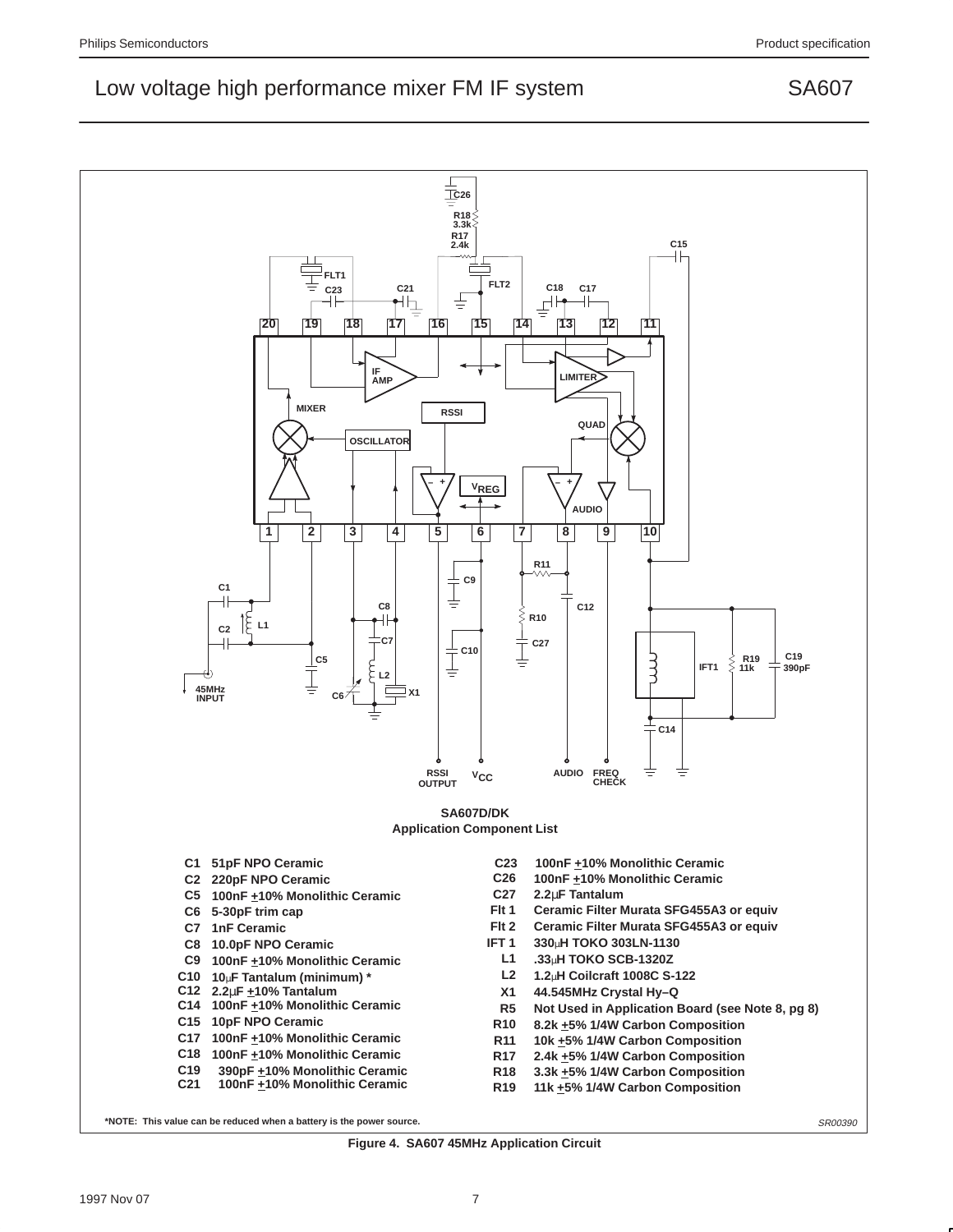**SA607D/DK**
**Application Component List**

| | |
|---|---|
| C1 | 51pF NPO Ceramic |
| C2 | 220pF NPO Ceramic |
| C5 | 100nF ±10% Monolithic Ceramic |
| C6 | 5-30pF trim cap |
| C7 | 1nF Ceramic |
| C8 | 10.0pF NPO Ceramic |
| C9 | 100nF ±10% Monolithic Ceramic |
| C10 | 10μF Tantalum (minimum) * |
| C12 | 2.2μF ±10% Tantalum |
| C14 | 100nF ±10% Monolithic Ceramic |
| C15 | 10pF NPO Ceramic |
| C17 | 100nF ±10% Monolithic Ceramic |
| C18 | 100nF ±10% Monolithic Ceramic |
| C19 | 390pF ±10% Monolithic Ceramic |
| C21 | 100nF ±10% Monolithic Ceramic |
| C23 | 100nF ±10% Monolithic Ceramic |
| C26 | 100nF ±10% Monolithic Ceramic |
| C27 | 2.2μF Tantalum |
| Flt 1 | Ceramic Filter Murata SFG455A3 or equiv |
| Flt 2 | Ceramic Filter Murata SFG455A3 or equiv |
| IFT 1 | 330μH TOKO 303LN-1130 |
| L1 | .33μH TOKO SCB-1320Z |
| L2 | 1.2μH Coilcraft 1008C S-122 |
| X1 | 44.545MHz Crystal Hy–Q |
| R5 | Not Used in Application Board (see Note 8, pg 8) |
| R10 | 8.2k ±5% 1/4W Carbon Composition |
| R11 | 10k ±5% 1/4W Carbon Composition |
| R17 | 2.4k ±5% 1/4W Carbon Composition |
| R18 | 3.3k ±5% 1/4W Carbon Composition |
| R19 | 11k ±5% 1/4W Carbon Composition |

*NOTE: This value can be reduced when a battery is the power source.

SR00390

Figure 4. SA607 45MHz Application Circuit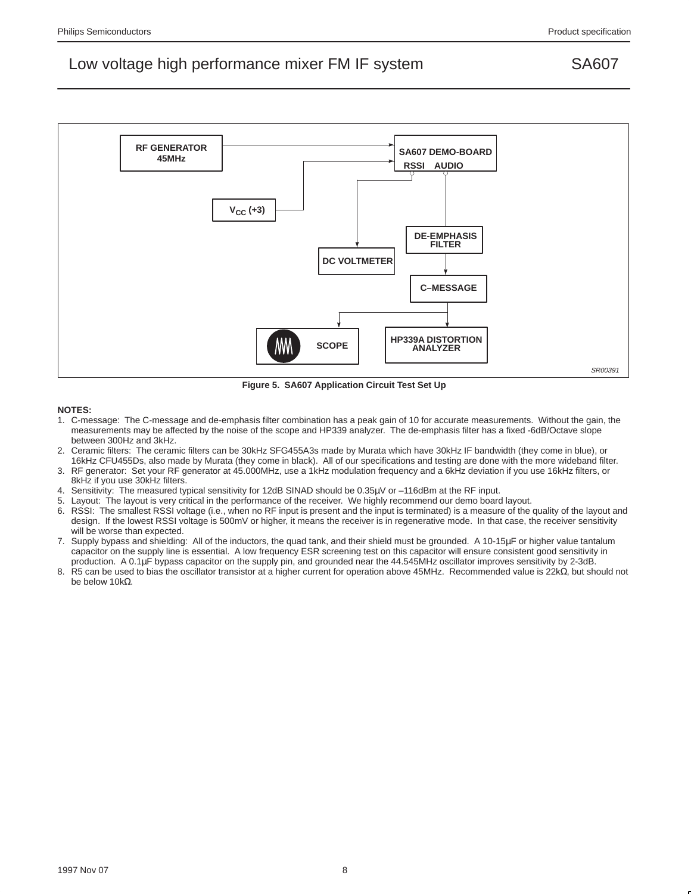Figure 5. SA607 Application Circuit Test Set Up

**NOTES:**

1. C-message: The C-message and de-emphasis filter combination has a peak gain of 10 for accurate measurements. Without the gain, the measurements may be affected by the noise of the scope and HP339 analyzer. The de-emphasis filter has a fixed -6dB/Octave slope between 300Hz and 3kHz.
2. Ceramic filters: The ceramic filters can be 30kHz SFG455A3s made by Murata which have 30kHz IF bandwidth (they come in blue), or 16kHz CFU455Ds, also made by Murata (they come in black). All of our specifications and testing are done with the more wideband filter.
3. RF generator: Set your RF generator at 45.000MHz, use a 1kHz modulation frequency and a 6kHz deviation if you use 16kHz filters, or 8kHz if you use 30kHz filters.
4. Sensitivity: The measured typical sensitivity for 12dB SINAD should be 0.35µV or –116dBm at the RF input.
5. Layout: The layout is very critical in the performance of the receiver. We highly recommend our demo board layout.
6. RSSI: The smallest RSSI voltage (i.e., when no RF input is present and the input is terminated) is a measure of the quality of the layout and design. If the lowest RSSI voltage is 500mV or higher, it means the receiver is in regenerative mode. In that case, the receiver sensitivity will be worse than expected.
7. Supply bypass and shielding: All of the inductors, the quad tank, and their shield must be grounded. A 10-15µF or higher value tantalum capacitor on the supply line is essential. A low frequency ESR screening test on this capacitor will ensure consistent good sensitivity in production. A 0.1µF bypass capacitor on the supply pin, and grounded near the 44.545MHz oscillator improves sensitivity by 2-3dB.
8. R5 can be used to bias the oscillator transistor at a higher current for operation above 45MHz. Recommended value is 22kΩ, but should not be below 10kΩ.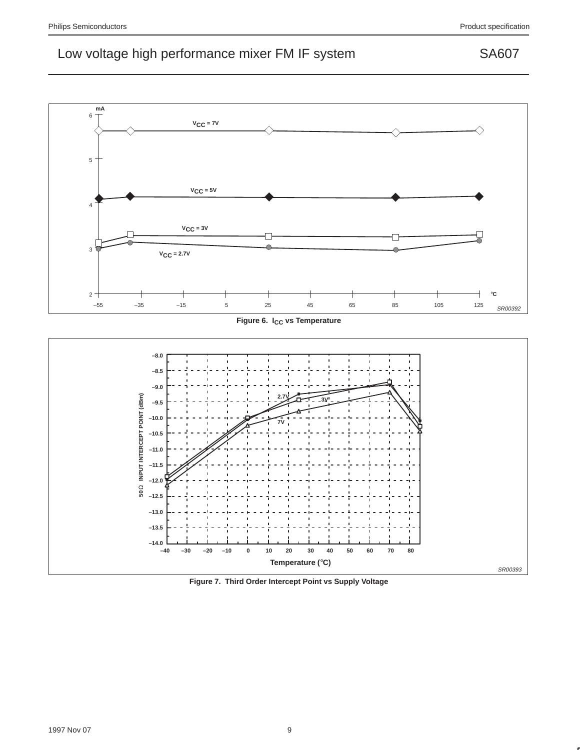Figure 6. $I_{CC}$ vs Temperature

Figure 7. Third Order Intercept Point vs Supply Voltage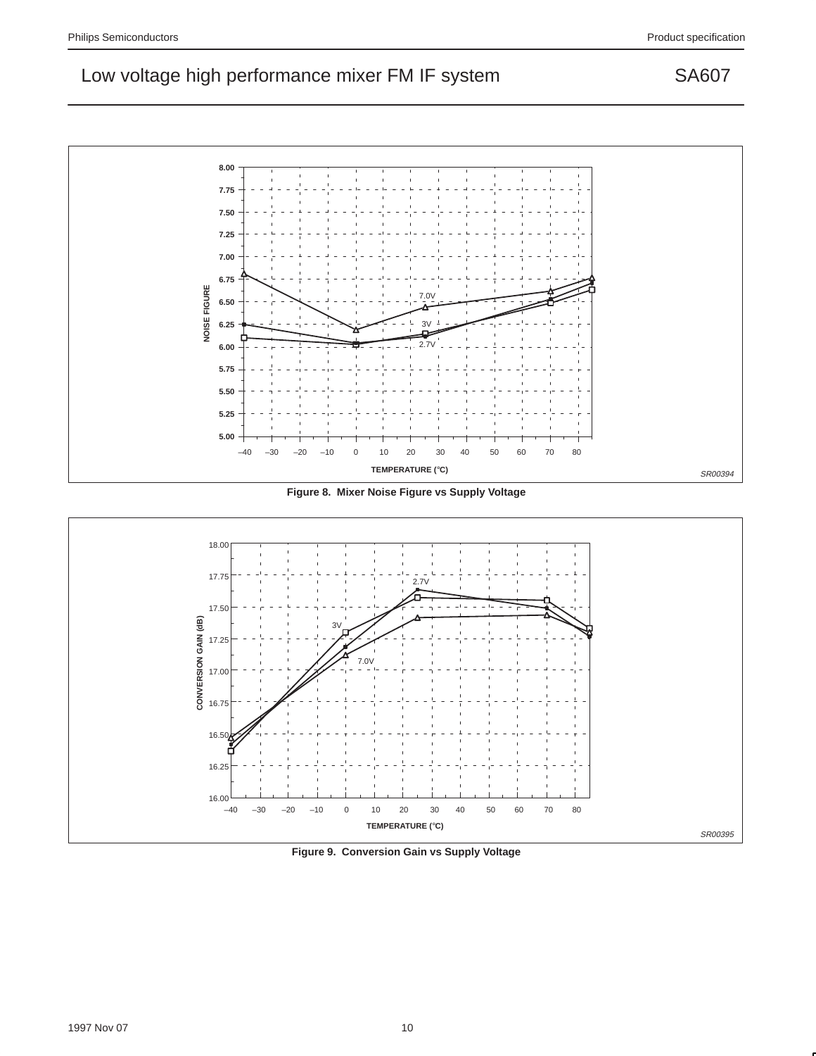Figure 8. Mixer Noise Figure vs Supply Voltage

Figure 9. Conversion Gain vs Supply Voltage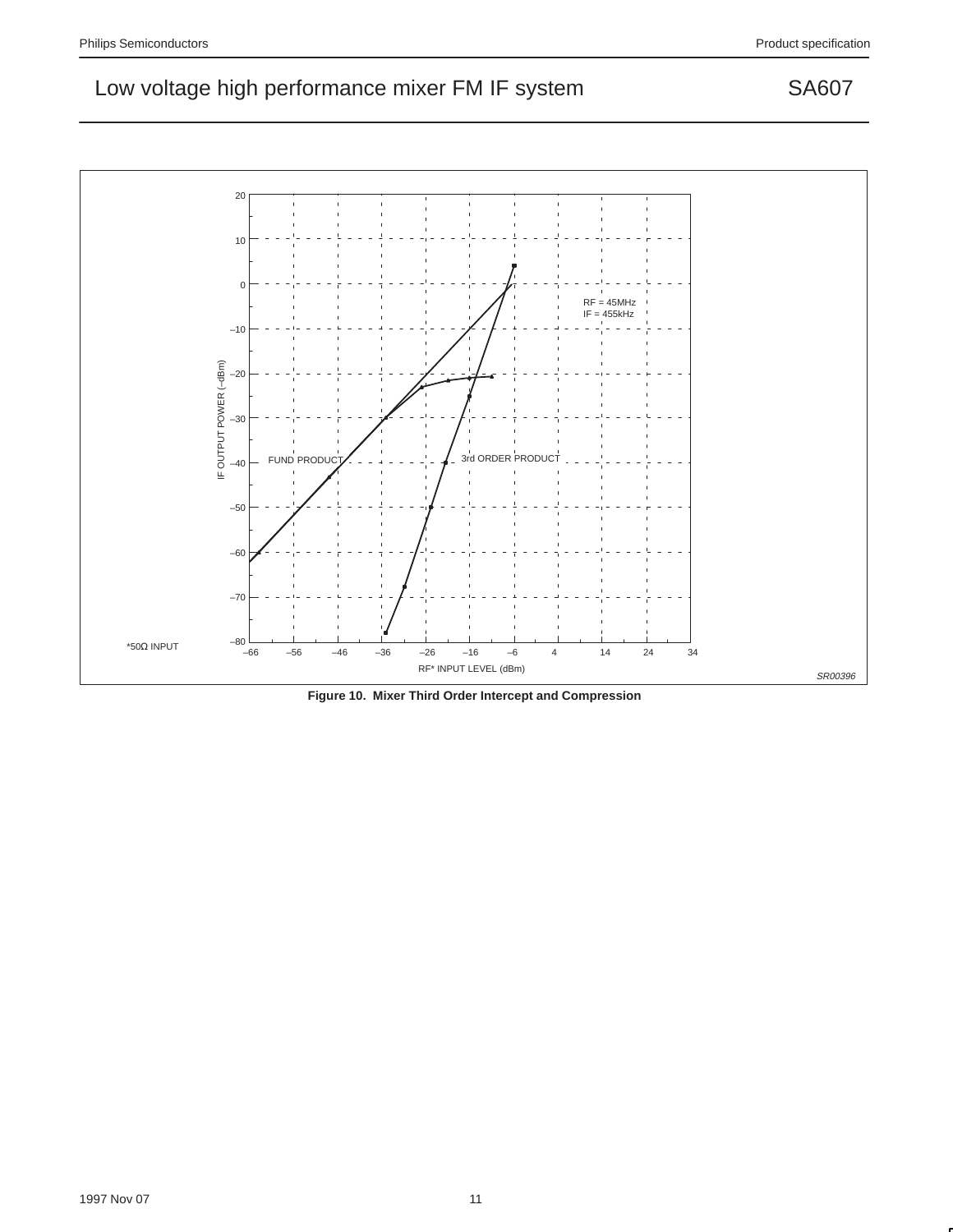RF = 45MHz
IF = 455kHz

IF OUTPUT POWER (–dBm)

FUND PRODUCT

3rd ORDER PRODUCT

*50Ω INPUT

RF* INPUT LEVEL (dBm)

SR00396

**Figure 10. Mixer Third Order Intercept and Compression**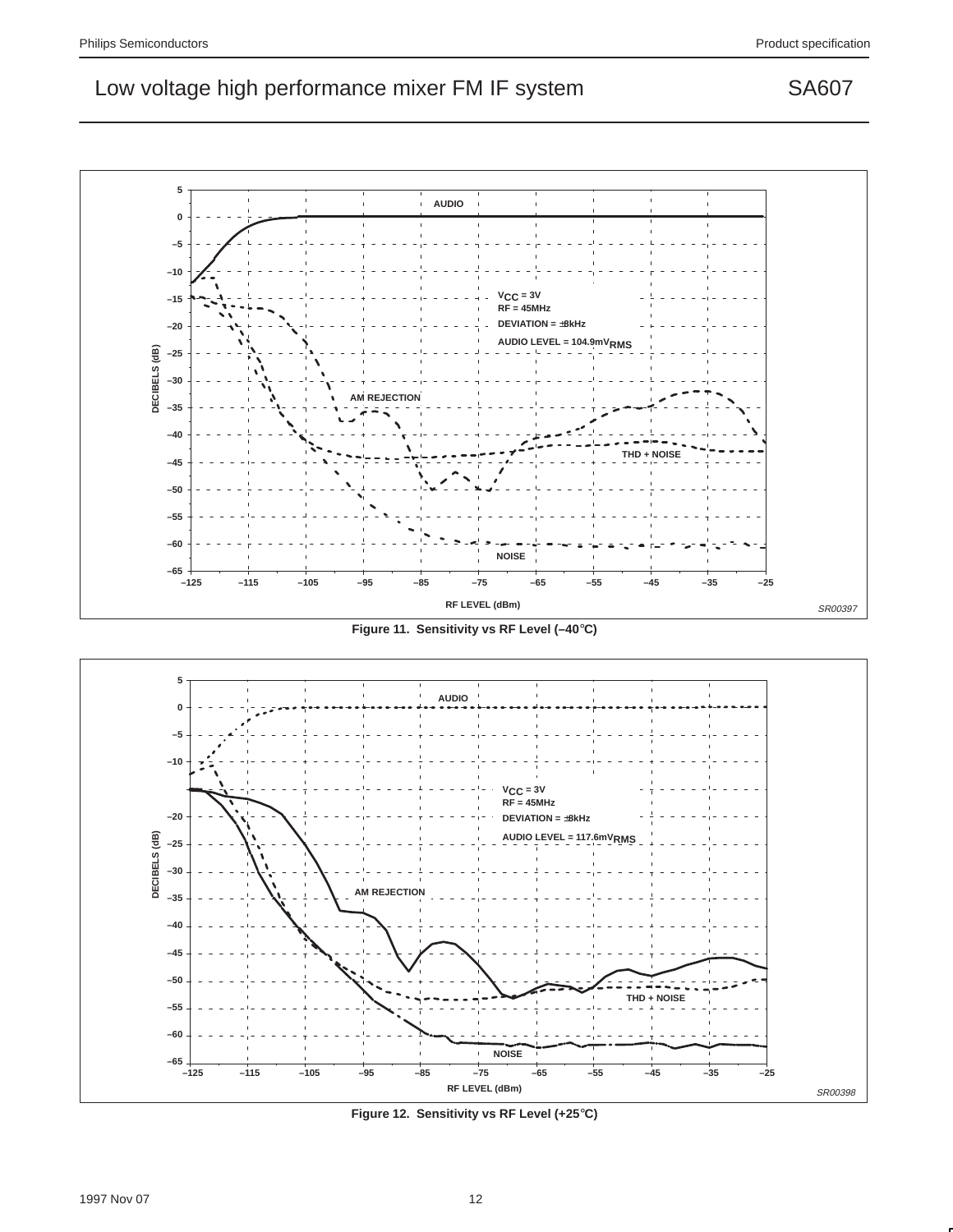Figure 11. Sensitivity vs RF Level (–40°C)

Figure 12. Sensitivity vs RF Level (+25°C)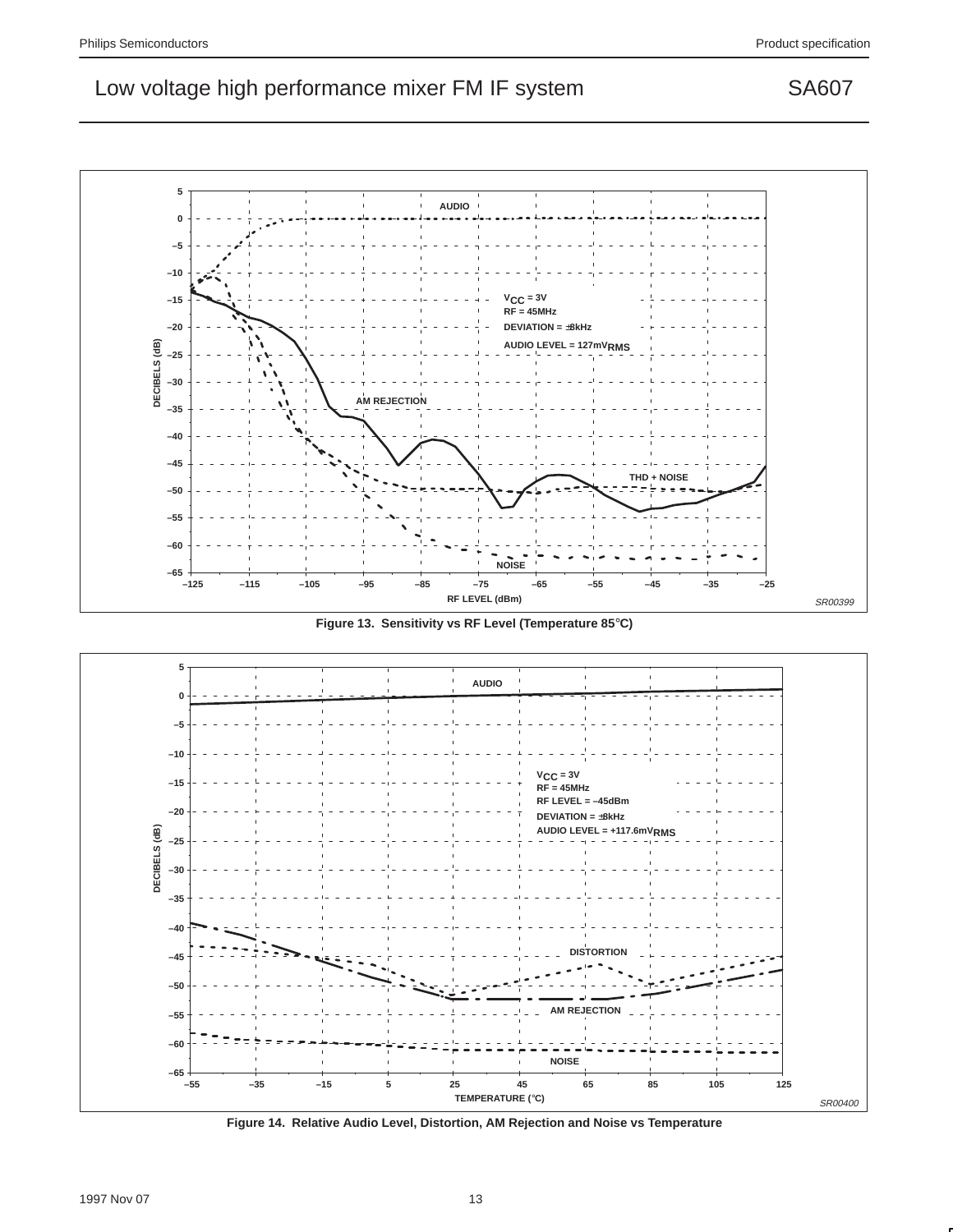Figure 13. Sensitivity vs RF Level (Temperature 85°C)

Figure 14. Relative Audio Level, Distortion, AM Rejection and Noise vs Temperature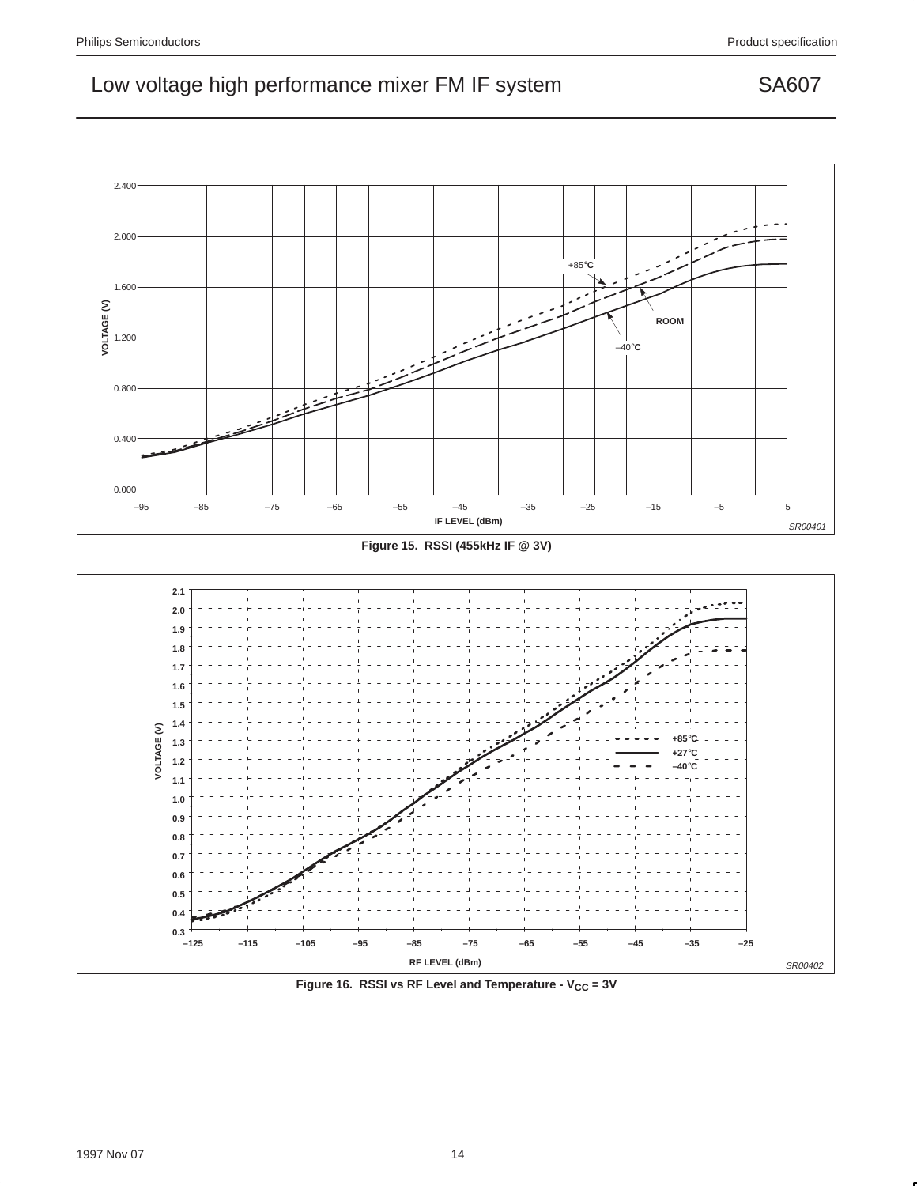Figure 15. RSSI (455kHz IF @ 3V)

Figure 16. RSSI vs RF Level and Temperature - $V_{CC}$ = 3V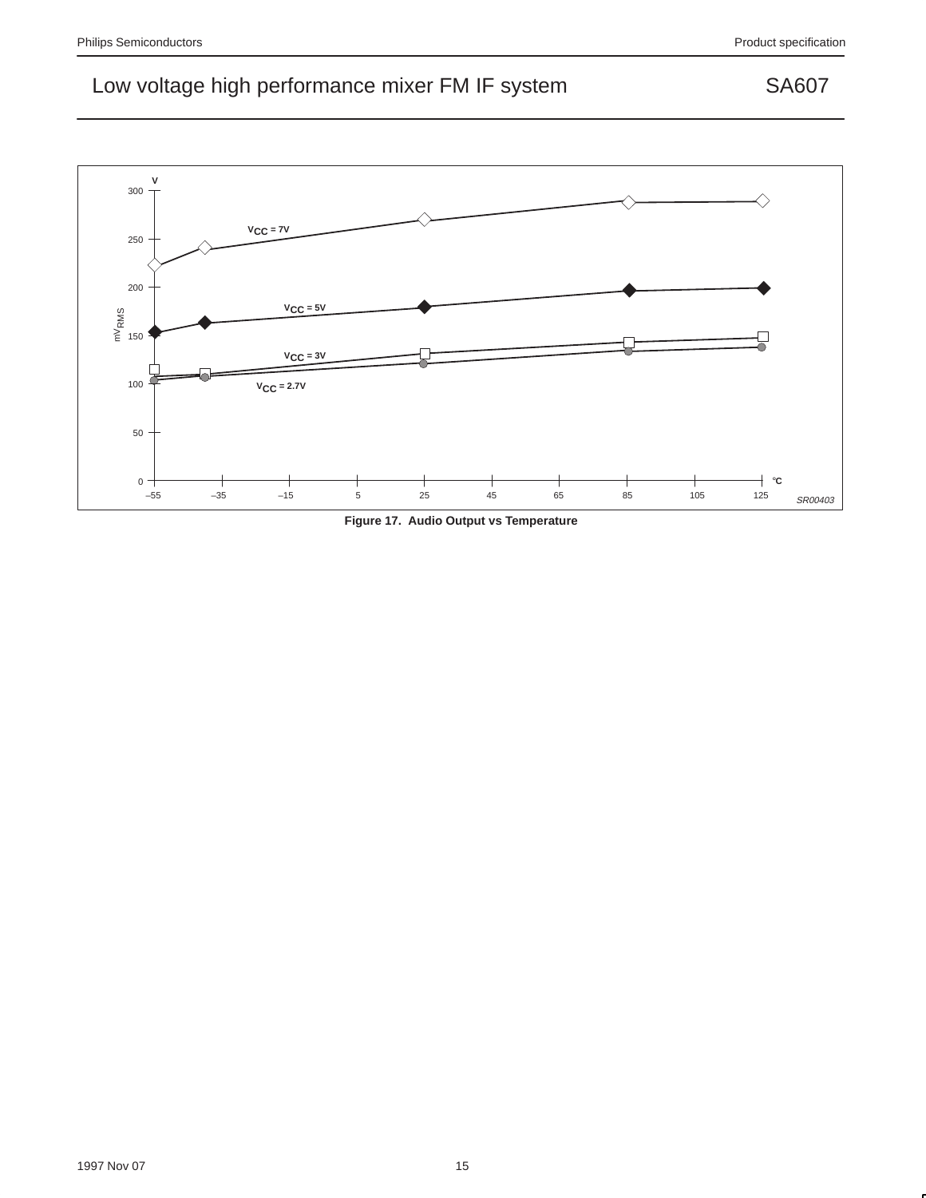Figure 17. Audio Output vs Temperature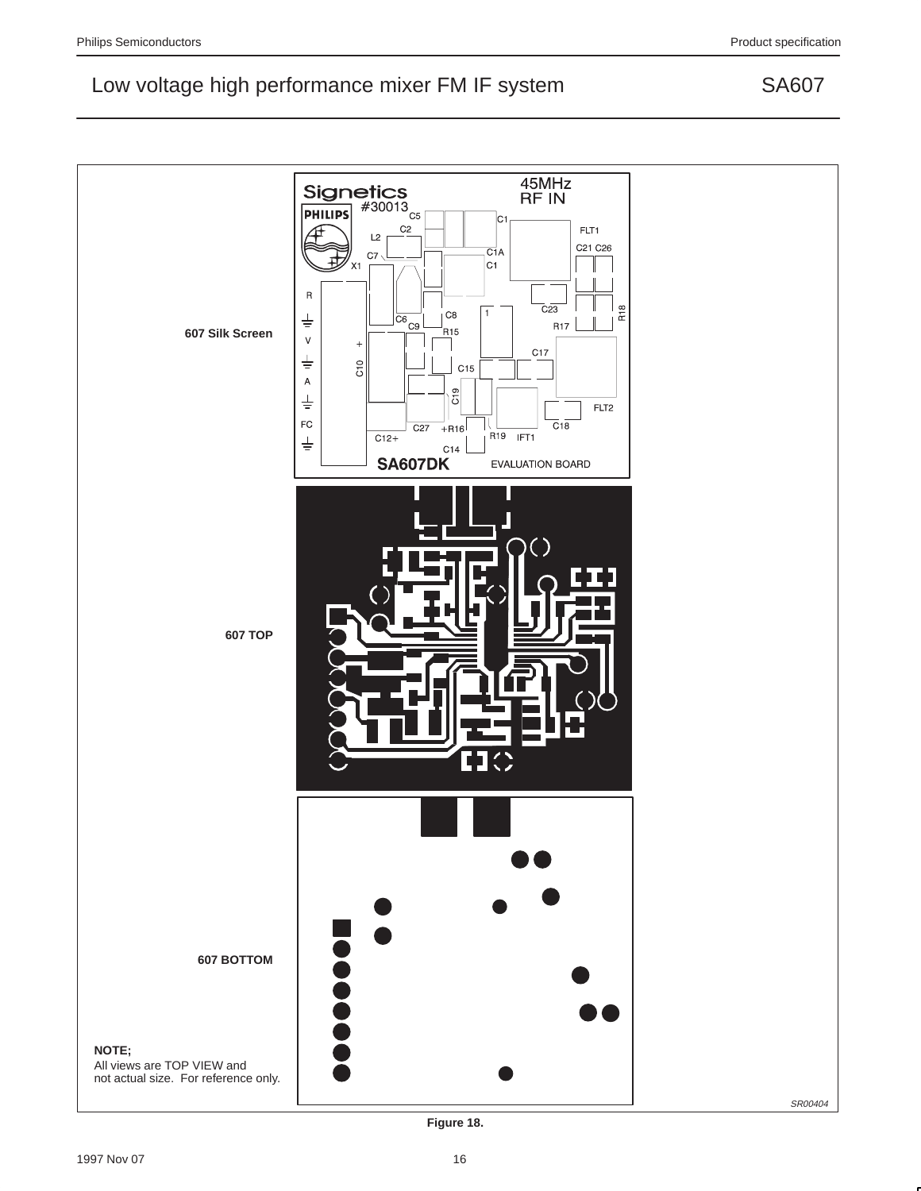607 Silk Screen

607 TOP

607 BOTTOM

**NOTE;**
All views are TOP VIEW and
not actual size. For reference only.

SR00404

**Figure 18.**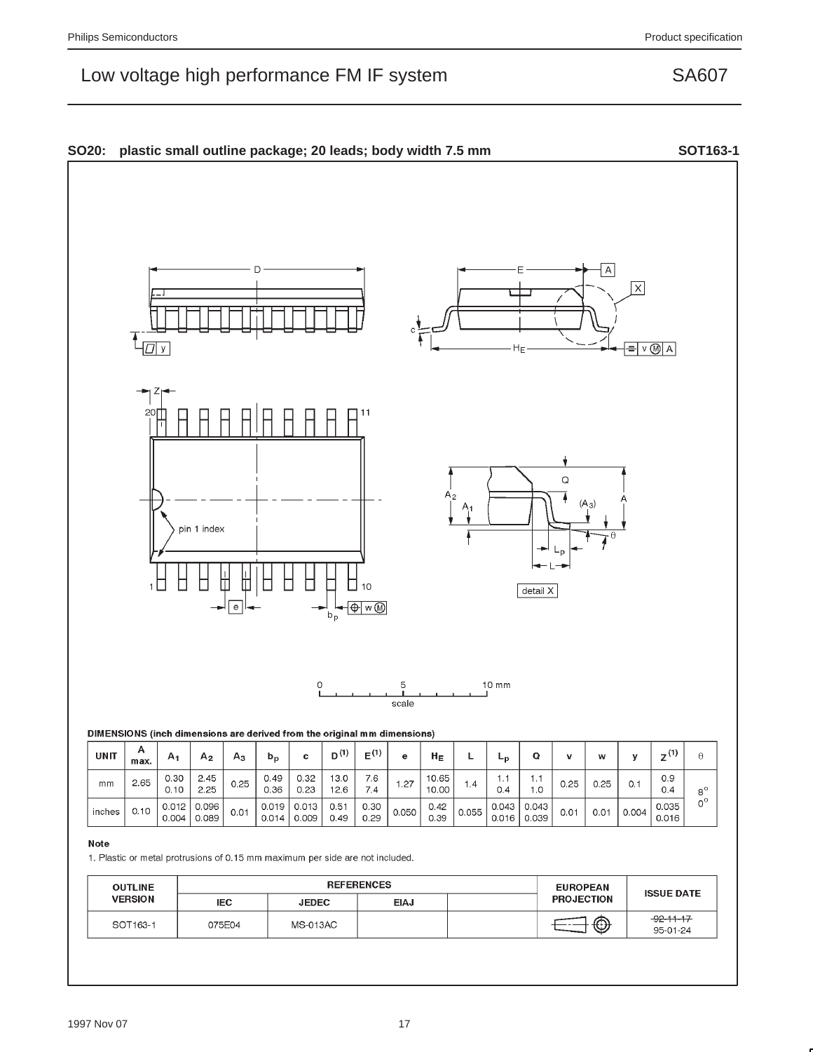## SO20: plastic small outline package; 20 leads; body width 7.5 mm — SOT163-1

**DIMENSIONS (inch dimensions are derived from the original mm dimensions)**

| UNIT | A max. | $A_1$ | $A_2$ | $A_3$ | $b_p$ | c | $D^{(1)}$ | $E^{(1)}$ | e | $H_E$ | L | $L_p$ | Q | v | w | y | $Z^{(1)}$ | θ |
|---|---|---|---|---|---|---|---|---|---|---|---|---|---|---|---|---|---|---|
| mm | 2.65 | 0.30<br>0.10 | 2.45<br>2.25 | 0.25 | 0.49<br>0.36 | 0.32<br>0.23 | 13.0<br>12.6 | 7.6<br>7.4 | 1.27 | 10.65<br>10.00 | 1.4 | 1.1<br>0.4 | 1.1<br>1.0 | 0.25 | 0.25 | 0.1 | 0.9<br>0.4 | 8°<br>0° |
| inches | 0.10 | 0.012<br>0.004 | 0.096<br>0.089 | 0.01 | 0.019<br>0.014 | 0.013<br>0.009 | 0.51<br>0.49 | 0.30<br>0.29 | 0.050 | 0.42<br>0.39 | 0.055 | 0.043<br>0.016 | 0.043<br>0.039 | 0.01 | 0.01 | 0.004 | 0.035<br>0.016 | |

**Note**

1. Plastic or metal protrusions of 0.15 mm maximum per side are not included.

| OUTLINE VERSION | REFERENCES | | | | EUROPEAN PROJECTION | ISSUE DATE |
|---|---|---|---|---|---|---|
| | IEC | JEDEC | EIAJ | | | |
| SOT163-1 | 075E04 | MS-013AC | | | | ~~92-11-17~~<br>95-01-24 |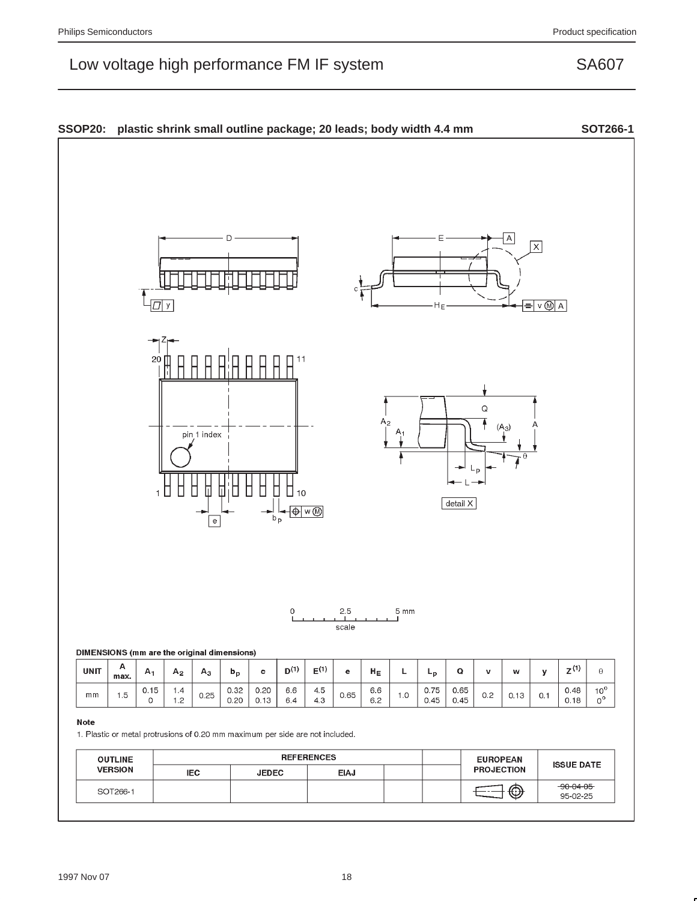## SSOP20: plastic shrink small outline package; 20 leads; body width 4.4 mm — SOT266-1

DIMENSIONS (mm are the original dimensions)

| UNIT | A max. | $A_1$ | $A_2$ | $A_3$ | $b_p$ | c | $D^{(1)}$ | $E^{(1)}$ | e | $H_E$ | L | $L_p$ | Q | v | w | y | $Z^{(1)}$ | θ |
|---|---|---|---|---|---|---|---|---|---|---|---|---|---|---|---|---|---|---|
| mm | 1.5 | 0.15<br>0 | 1.4<br>1.2 | 0.25 | 0.32<br>0.20 | 0.20<br>0.13 | 6.6<br>6.4 | 4.5<br>4.3 | 0.65 | 6.6<br>6.2 | 1.0 | 0.75<br>0.45 | 0.65<br>0.45 | 0.2 | 0.13 | 0.1 | 0.48<br>0.18 | 10°<br>0° |

**Note**

1. Plastic or metal protrusions of 0.20 mm maximum per side are not included.

| OUTLINE VERSION | REFERENCES | | | | | EUROPEAN PROJECTION | ISSUE DATE |
|---|---|---|---|---|---|---|---|
| | IEC | JEDEC | EIAJ | | | | |
| SOT266-1 | | | | | | | ~~90-04-05~~<br>95-02-25 |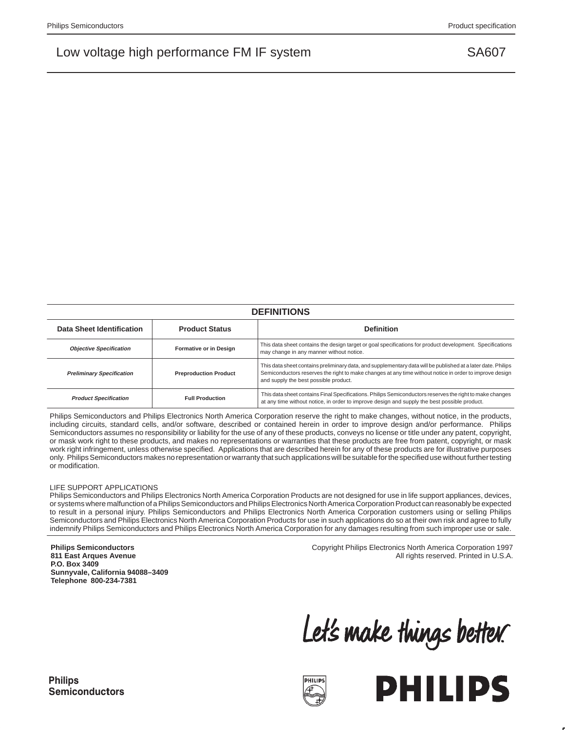## DEFINITIONS

| Data Sheet Identification | Product Status | Definition |
|---|---|---|
| *Objective Specification* | Formative or in Design | This data sheet contains the design target or goal specifications for product development. Specifications may change in any manner without notice. |
| *Preliminary Specification* | Preproduction Product | This data sheet contains preliminary data, and supplementary data will be published at a later date. Philips Semiconductors reserves the right to make changes at any time without notice in order to improve design and supply the best possible product. |
| *Product Specification* | Full Production | This data sheet contains Final Specifications. Philips Semiconductors reserves the right to make changes at any time without notice, in order to improve design and supply the best possible product. |

Philips Semiconductors and Philips Electronics North America Corporation reserve the right to make changes, without notice, in the products, including circuits, standard cells, and/or software, described or contained herein in order to improve design and/or performance. Philips Semiconductors assumes no responsibility or liability for the use of any of these products, conveys no license or title under any patent, copyright, or mask work right to these products, and makes no representations or warranties that these products are free from patent, copyright, or mask work right infringement, unless otherwise specified. Applications that are described herein for any of these products are for illustrative purposes only. Philips Semiconductors makes no representation or warranty that such applications will be suitable for the specified use without further testing or modification.

LIFE SUPPORT APPLICATIONS
Philips Semiconductors and Philips Electronics North America Corporation Products are not designed for use in life support appliances, devices, or systems where malfunction of a Philips Semiconductors and Philips Electronics North America Corporation Product can reasonably be expected to result in a personal injury. Philips Semiconductors and Philips Electronics North America Corporation customers using or selling Philips Semiconductors and Philips Electronics North America Corporation Products for use in such applications do so at their own risk and agree to fully indemnify Philips Semiconductors and Philips Electronics North America Corporation for any damages resulting from such improper use or sale.

**Philips Semiconductors**
**811 East Arques Avenue**
**P.O. Box 3409**
**Sunnyvale, California 94088–3409**
**Telephone 800-234-7381**

Copyright Philips Electronics North America Corporation 1997
All rights reserved. Printed in U.S.A.

Let's make things better.

**Philips Semiconductors**

**PHILIPS**